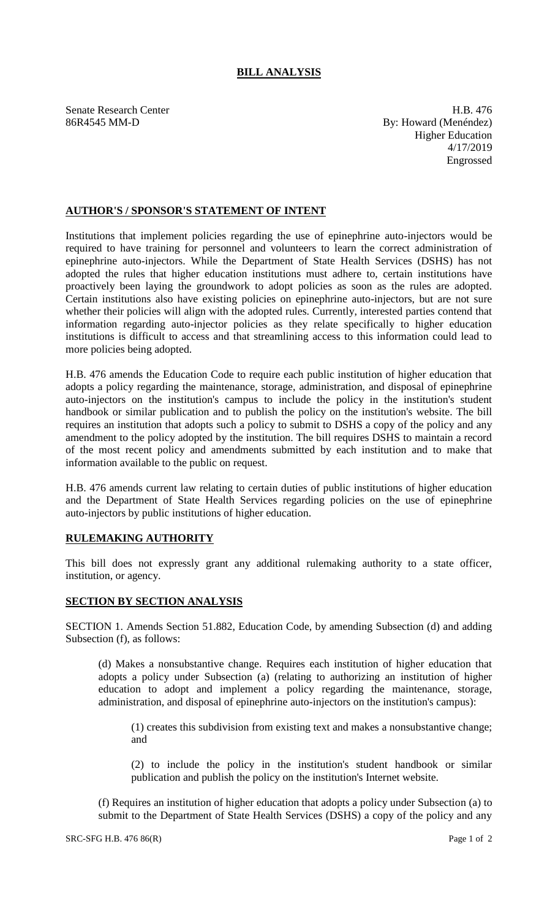# BILL ANALYSIS

Senate Research Center
86R4545 MM-D

H.B. 476
By: Howard (Menéndez)
Higher Education
4/17/2019
Engrossed

## AUTHOR'S / SPONSOR'S STATEMENT OF INTENT

Institutions that implement policies regarding the use of epinephrine auto-injectors would be required to have training for personnel and volunteers to learn the correct administration of epinephrine auto-injectors. While the Department of State Health Services (DSHS) has not adopted the rules that higher education institutions must adhere to, certain institutions have proactively been laying the groundwork to adopt policies as soon as the rules are adopted. Certain institutions also have existing policies on epinephrine auto-injectors, but are not sure whether their policies will align with the adopted rules. Currently, interested parties contend that information regarding auto-injector policies as they relate specifically to higher education institutions is difficult to access and that streamlining access to this information could lead to more policies being adopted.

H.B. 476 amends the Education Code to require each public institution of higher education that adopts a policy regarding the maintenance, storage, administration, and disposal of epinephrine auto-injectors on the institution's campus to include the policy in the institution's student handbook or similar publication and to publish the policy on the institution's website. The bill requires an institution that adopts such a policy to submit to DSHS a copy of the policy and any amendment to the policy adopted by the institution. The bill requires DSHS to maintain a record of the most recent policy and amendments submitted by each institution and to make that information available to the public on request.

H.B. 476 amends current law relating to certain duties of public institutions of higher education and the Department of State Health Services regarding policies on the use of epinephrine auto-injectors by public institutions of higher education.

## RULEMAKING AUTHORITY

This bill does not expressly grant any additional rulemaking authority to a state officer, institution, or agency.

## SECTION BY SECTION ANALYSIS

SECTION 1. Amends Section 51.882, Education Code, by amending Subsection (d) and adding Subsection (f), as follows:

(d) Makes a nonsubstantive change. Requires each institution of higher education that adopts a policy under Subsection (a) (relating to authorizing an institution of higher education to adopt and implement a policy regarding the maintenance, storage, administration, and disposal of epinephrine auto-injectors on the institution's campus):

(1) creates this subdivision from existing text and makes a nonsubstantive change; and

(2) to include the policy in the institution's student handbook or similar publication and publish the policy on the institution's Internet website.

(f) Requires an institution of higher education that adopts a policy under Subsection (a) to submit to the Department of State Health Services (DSHS) a copy of the policy and any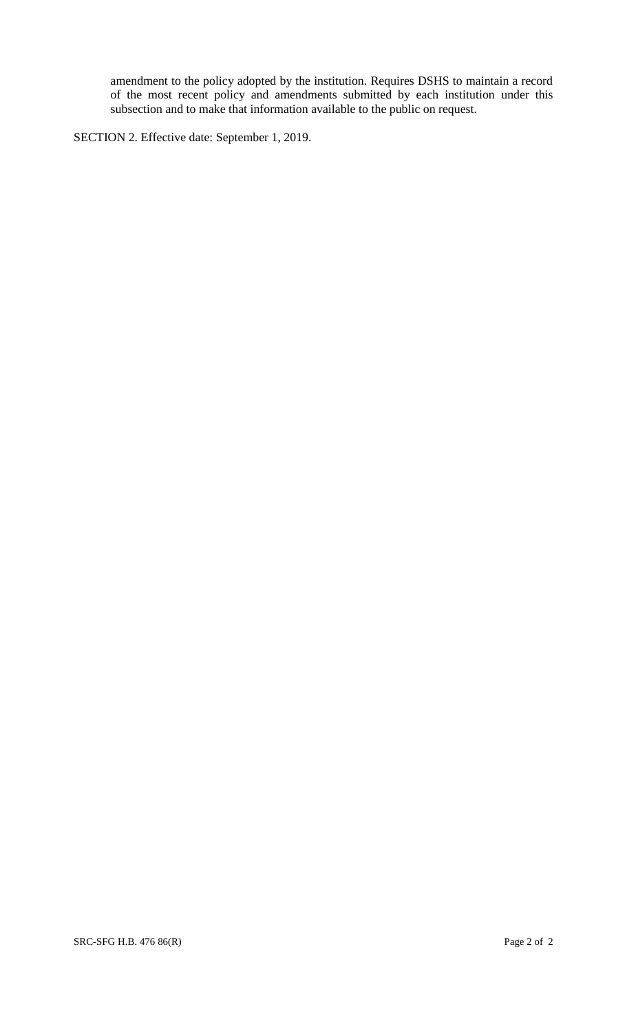amendment to the policy adopted by the institution. Requires DSHS to maintain a record of the most recent policy and amendments submitted by each institution under this subsection and to make that information available to the public on request.

SECTION 2. Effective date: September 1, 2019.